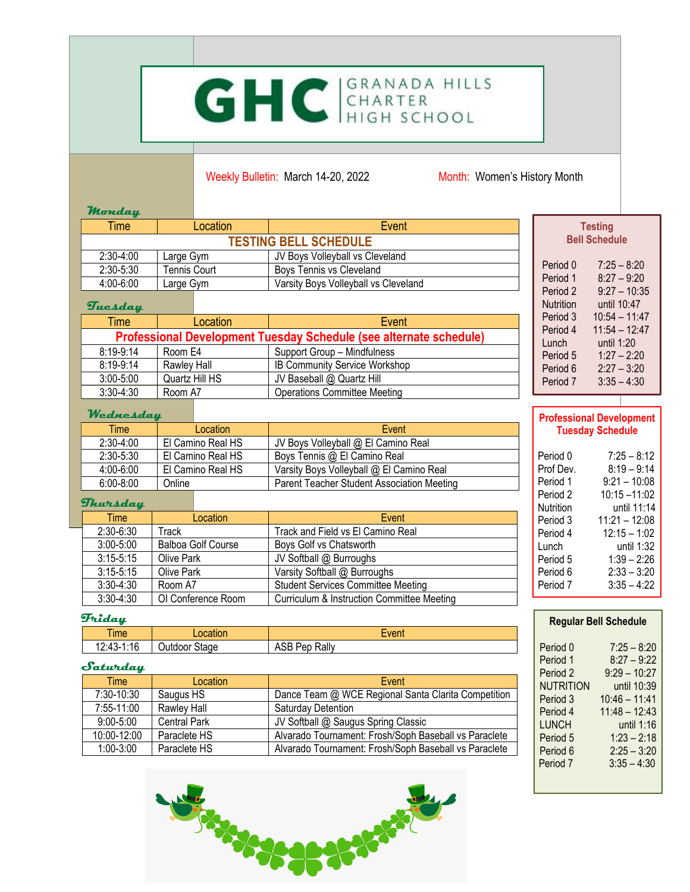# GHC GRANADA HILLS CHARTER HIGH SCHOOL

Weekly Bulletin: March 14-20, 2022

Month: Women's History Month

### Monday

| Time | Location | Event |
|---|---|---|
| **TESTING BELL SCHEDULE** | | |
| 2:30-4:00 | Large Gym | JV Boys Volleyball vs Cleveland |
| 2:30-5:30 | Tennis Court | Boys Tennis vs Cleveland |
| 4:00-6:00 | Large Gym | Varsity Boys Volleyball vs Cleveland |

### Tuesday

| Time | Location | Event |
|---|---|---|
| **Professional Development Tuesday Schedule (see alternate schedule)** | | |
| 8:19-9:14 | Room E4 | Support Group – Mindfulness |
| 8:19-9:14 | Rawley Hall | IB Community Service Workshop |
| 3:00-5:00 | Quartz Hill HS | JV Baseball @ Quartz Hill |
| 3:30-4:30 | Room A7 | Operations Committee Meeting |

### Wednesday

| Time | Location | Event |
|---|---|---|
| 2:30-4:00 | El Camino Real HS | JV Boys Volleyball @ El Camino Real |
| 2:30-5:30 | El Camino Real HS | Boys Tennis @ El Camino Real |
| 4:00-6:00 | El Camino Real HS | Varsity Boys Volleyball @ El Camino Real |
| 6:00-8:00 | Online | Parent Teacher Student Association Meeting |

### Thursday

| Time | Location | Event |
|---|---|---|
| 2:30-6:30 | Track | Track and Field vs El Camino Real |
| 3:00-5:00 | Balboa Golf Course | Boys Golf vs Chatsworth |
| 3:15-5:15 | Olive Park | JV Softball @ Burroughs |
| 3:15-5:15 | Olive Park | Varsity Softball @ Burroughs |
| 3:30-4:30 | Room A7 | Student Services Committee Meeting |
| 3:30-4:30 | OI Conference Room | Curriculum & Instruction Committee Meeting |

### Friday

| Time | Location | Event |
|---|---|---|
| 12:43-1:16 | Outdoor Stage | ASB Pep Rally |

### Saturday

| Time | Location | Event |
|---|---|---|
| 7:30-10:30 | Saugus HS | Dance Team @ WCE Regional Santa Clarita Competition |
| 7:55-11:00 | Rawley Hall | Saturday Detention |
| 9:00-5:00 | Central Park | JV Softball @ Saugus Spring Classic |
| 10:00-12:00 | Paraclete HS | Alvarado Tournament: Frosh/Soph Baseball vs Paraclete |
| 1:00-3:00 | Paraclete HS | Alvarado Tournament: Frosh/Soph Baseball vs Paraclete |

### Testing Bell Schedule

| | |
|---|---|
| Period 0 | 7:25 – 8:20 |
| Period 1 | 8:27 – 9:20 |
| Period 2 | 9:27 – 10:35 |
| Nutrition | until 10:47 |
| Period 3 | 10:54 – 11:47 |
| Period 4 | 11:54 – 12:47 |
| Lunch | until 1:20 |
| Period 5 | 1:27 – 2:20 |
| Period 6 | 2:27 – 3:20 |
| Period 7 | 3:35 – 4:30 |

### Professional Development Tuesday Schedule

| | |
|---|---|
| Period 0 | 7:25 – 8:12 |
| Prof Dev. | 8:19 – 9:14 |
| Period 1 | 9:21 – 10:08 |
| Period 2 | 10:15 –11:02 |
| Nutrition | until 11:14 |
| Period 3 | 11:21 – 12:08 |
| Period 4 | 12:15 – 1:02 |
| Lunch | until 1:32 |
| Period 5 | 1:39 – 2:26 |
| Period 6 | 2:33 – 3:20 |
| Period 7 | 3:35 – 4:22 |

### Regular Bell Schedule

| | |
|---|---|
| Period 0 | 7:25 – 8:20 |
| Period 1 | 8:27 – 9:22 |
| Period 2 | 9:29 – 10:27 |
| NUTRITION | until 10:39 |
| Period 3 | 10:46 – 11:41 |
| Period 4 | 11:48 – 12:43 |
| LUNCH | until 1:16 |
| Period 5 | 1:23 – 2:18 |
| Period 6 | 2:25 – 3:20 |
| Period 7 | 3:35 – 4:30 |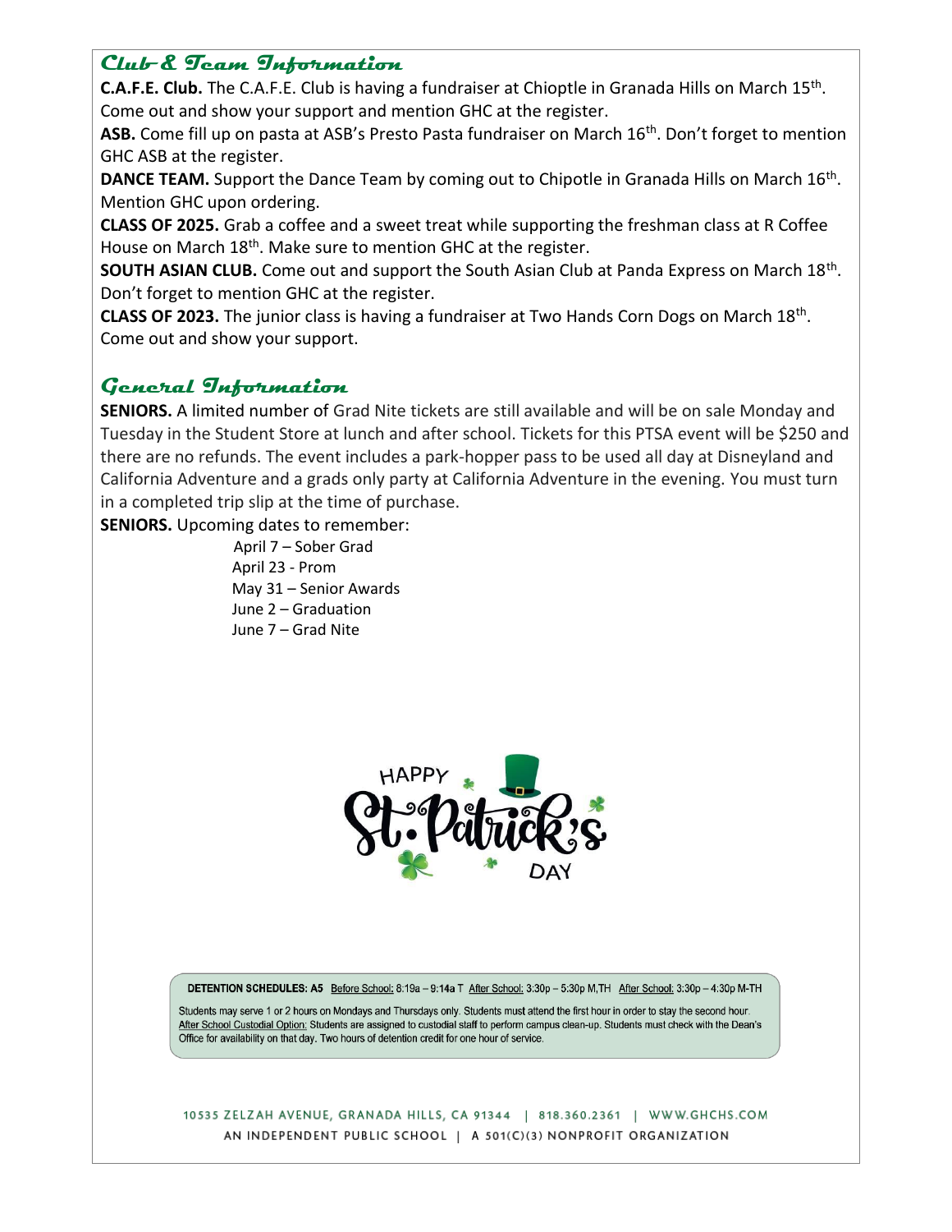## Club & Team Information

**C.A.F.E. Club.** The C.A.F.E. Club is having a fundraiser at Chioptle in Granada Hills on March 15th. Come out and show your support and mention GHC at the register.

**ASB.** Come fill up on pasta at ASB's Presto Pasta fundraiser on March 16th. Don't forget to mention GHC ASB at the register.

**DANCE TEAM.** Support the Dance Team by coming out to Chipotle in Granada Hills on March 16th. Mention GHC upon ordering.

**CLASS OF 2025.** Grab a coffee and a sweet treat while supporting the freshman class at R Coffee House on March 18th. Make sure to mention GHC at the register.

**SOUTH ASIAN CLUB.** Come out and support the South Asian Club at Panda Express on March 18th. Don't forget to mention GHC at the register.

**CLASS OF 2023.** The junior class is having a fundraiser at Two Hands Corn Dogs on March 18th. Come out and show your support.

## General Information

**SENIORS.** A limited number of Grad Nite tickets are still available and will be on sale Monday and Tuesday in the Student Store at lunch and after school. Tickets for this PTSA event will be $250 and there are no refunds. The event includes a park-hopper pass to be used all day at Disneyland and California Adventure and a grads only party at California Adventure in the evening. You must turn in a completed trip slip at the time of purchase.

**SENIORS.** Upcoming dates to remember:

- April 7 – Sober Grad
- April 23 - Prom
- May 31 – Senior Awards
- June 2 – Graduation
- June 7 – Grad Nite

HAPPY St. Patrick's DAY

**DETENTION SCHEDULES: A5** Before School: 8:19a – 9:14a T After School: 3:30p – 5:30p M,TH After School: 3:30p – 4:30p M-TH

Students may serve 1 or 2 hours on Mondays and Thursdays only. Students must attend the first hour in order to stay the second hour. After School Custodial Option: Students are assigned to custodial staff to perform campus clean-up. Students must check with the Dean's Office for availability on that day. Two hours of detention credit for one hour of service.

10535 ZELZAH AVENUE, GRANADA HILLS, CA 91344 | 818.360.2361 | WWW.GHCHS.COM
AN INDEPENDENT PUBLIC SCHOOL | A 501(C)(3) NONPROFIT ORGANIZATION